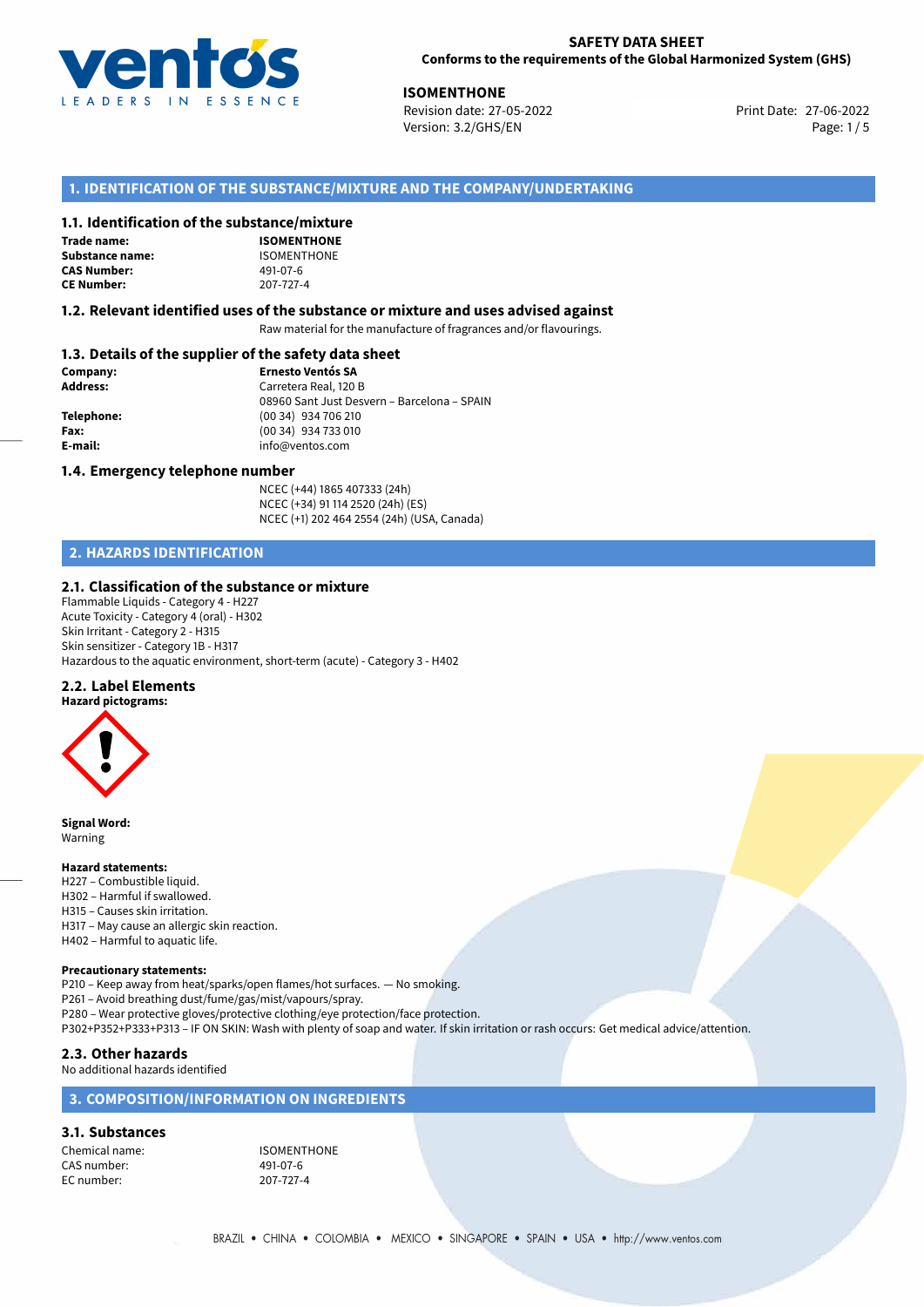**SAFETY DATA SHEET**
**Conforms to the requirements of the Global Harmonized System (GHS)**

**ISOMENTHONE**
Revision date: 27-05-2022
Version: 3.2/GHS/EN
Print Date: 27-06-2022

## 1. IDENTIFICATION OF THE SUBSTANCE/MIXTURE AND THE COMPANY/UNDERTAKING

### 1.1. Identification of the substance/mixture

| | |
|---|---|
| **Trade name:** | **ISOMENTHONE** |
| **Substance name:** | ISOMENTHONE |
| **CAS Number:** | 491-07-6 |
| **CE Number:** | 207-727-4 |

### 1.2. Relevant identified uses of the substance or mixture and uses advised against

Raw material for the manufacture of fragrances and/or flavourings.

### 1.3. Details of the supplier of the safety data sheet

| | |
|---|---|
| **Company:** | **Ernesto Ventós SA** |
| **Address:** | Carretera Real, 120 B |
| | 08960 Sant Just Desvern – Barcelona – SPAIN |
| **Telephone:** | (00 34) 934 706 210 |
| **Fax:** | (00 34) 934 733 010 |
| **E-mail:** | info@ventos.com |

### 1.4. Emergency telephone number

NCEC (+44) 1865 407333 (24h)
NCEC (+34) 91 114 2520 (24h) (ES)
NCEC (+1) 202 464 2554 (24h) (USA, Canada)

## 2. HAZARDS IDENTIFICATION

### 2.1. Classification of the substance or mixture

Flammable Liquids - Category 4 - H227
Acute Toxicity - Category 4 (oral) - H302
Skin Irritant - Category 2 - H315
Skin sensitizer - Category 1B - H317
Hazardous to the aquatic environment, short-term (acute) - Category 3 - H402

### 2.2. Label Elements

**Hazard pictograms:**

**Signal Word:**
Warning

**Hazard statements:**
H227 – Combustible liquid.
H302 – Harmful if swallowed.
H315 – Causes skin irritation.
H317 – May cause an allergic skin reaction.
H402 – Harmful to aquatic life.

**Precautionary statements:**
P210 – Keep away from heat/sparks/open flames/hot surfaces. — No smoking.
P261 – Avoid breathing dust/fume/gas/mist/vapours/spray.
P280 – Wear protective gloves/protective clothing/eye protection/face protection.
P302+P352+P333+P313 – IF ON SKIN: Wash with plenty of soap and water. If skin irritation or rash occurs: Get medical advice/attention.

### 2.3. Other hazards

No additional hazards identified

## 3. COMPOSITION/INFORMATION ON INGREDIENTS

### 3.1. Substances

| | |
|---|---|
| Chemical name: | ISOMENTHONE |
| CAS number: | 491-07-6 |
| EC number: | 207-727-4 |

BRAZIL • CHINA • COLOMBIA • MEXICO • SINGAPORE • SPAIN • USA • http://www.ventos.com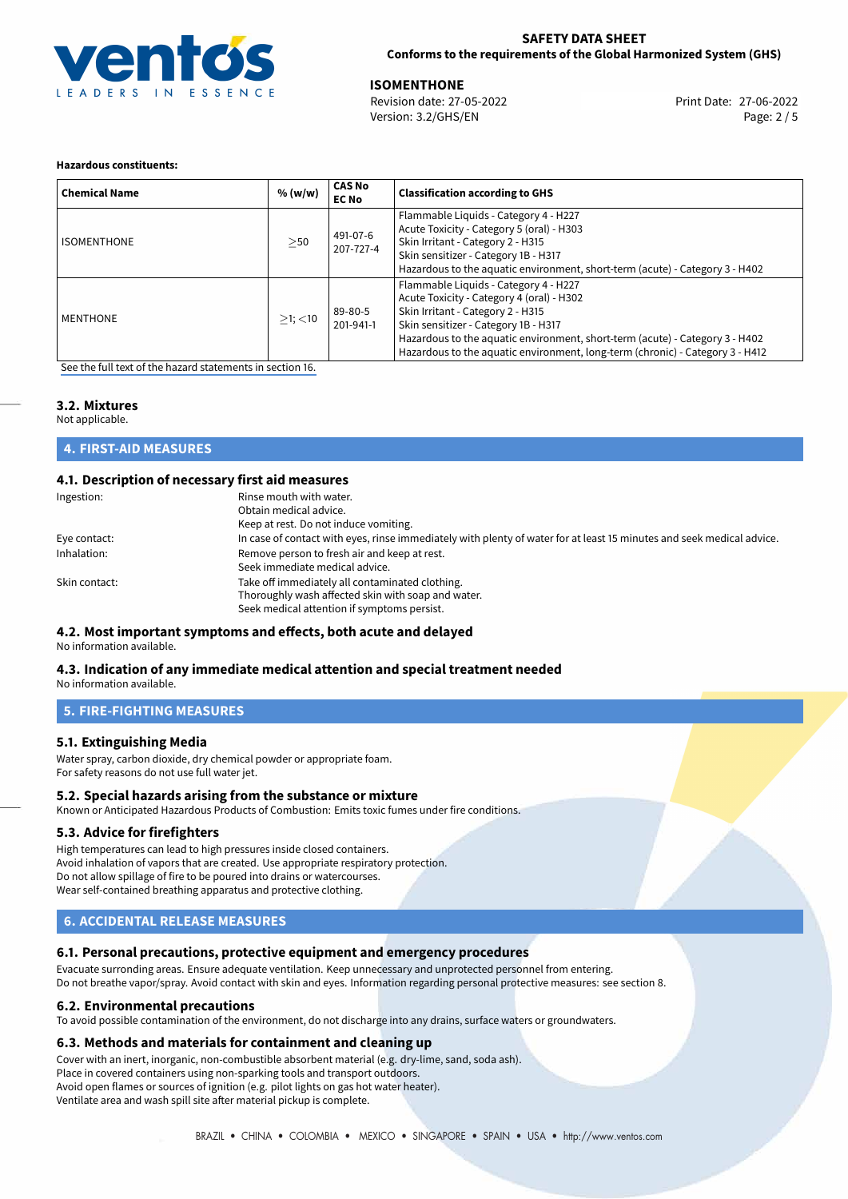**Hazardous constituents:**

| Chemical Name | % (w/w) | CAS No<br>EC No | Classification according to GHS |
|---|---|---|---|
| ISOMENTHONE | ≥50 | 491-07-6<br>207-727-4 | Flammable Liquids - Category 4 - H227<br>Acute Toxicity - Category 5 (oral) - H303<br>Skin Irritant - Category 2 - H315<br>Skin sensitizer - Category 1B - H317<br>Hazardous to the aquatic environment, short-term (acute) - Category 3 - H402 |
| MENTHONE | ≥1; <10 | 89-80-5<br>201-941-1 | Flammable Liquids - Category 4 - H227<br>Acute Toxicity - Category 4 (oral) - H302<br>Skin Irritant - Category 2 - H315<br>Skin sensitizer - Category 1B - H317<br>Hazardous to the aquatic environment, short-term (acute) - Category 3 - H402<br>Hazardous to the aquatic environment, long-term (chronic) - Category 3 - H412 |

See the full text of the hazard statements in section 16.

### 3.2. Mixtures

Not applicable.

## 4. FIRST-AID MEASURES

### 4.1. Description of necessary first aid measures

Ingestion: Rinse mouth with water.
Obtain medical advice.
Keep at rest. Do not induce vomiting.

Eye contact: In case of contact with eyes, rinse immediately with plenty of water for at least 15 minutes and seek medical advice.

Inhalation: Remove person to fresh air and keep at rest.
Seek immediate medical advice.

Skin contact: Take off immediately all contaminated clothing.
Thoroughly wash affected skin with soap and water.
Seek medical attention if symptoms persist.

### 4.2. Most important symptoms and effects, both acute and delayed

No information available.

### 4.3. Indication of any immediate medical attention and special treatment needed

No information available.

## 5. FIRE-FIGHTING MEASURES

### 5.1. Extinguishing Media

Water spray, carbon dioxide, dry chemical powder or appropriate foam.
For safety reasons do not use full water jet.

### 5.2. Special hazards arising from the substance or mixture

Known or Anticipated Hazardous Products of Combustion: Emits toxic fumes under fire conditions.

### 5.3. Advice for firefighters

High temperatures can lead to high pressures inside closed containers.
Avoid inhalation of vapors that are created. Use appropriate respiratory protection.
Do not allow spillage of fire to be poured into drains or watercourses.
Wear self-contained breathing apparatus and protective clothing.

## 6. ACCIDENTAL RELEASE MEASURES

### 6.1. Personal precautions, protective equipment and emergency procedures

Evacuate surronding areas. Ensure adequate ventilation. Keep unnecessary and unprotected personnel from entering.
Do not breathe vapor/spray. Avoid contact with skin and eyes. Information regarding personal protective measures: see section 8.

### 6.2. Environmental precautions

To avoid possible contamination of the environment, do not discharge into any drains, surface waters or groundwaters.

### 6.3. Methods and materials for containment and cleaning up

Cover with an inert, inorganic, non-combustible absorbent material (e.g. dry-lime, sand, soda ash).
Place in covered containers using non-sparking tools and transport outdoors.
Avoid open flames or sources of ignition (e.g. pilot lights on gas hot water heater).
Ventilate area and wash spill site after material pickup is complete.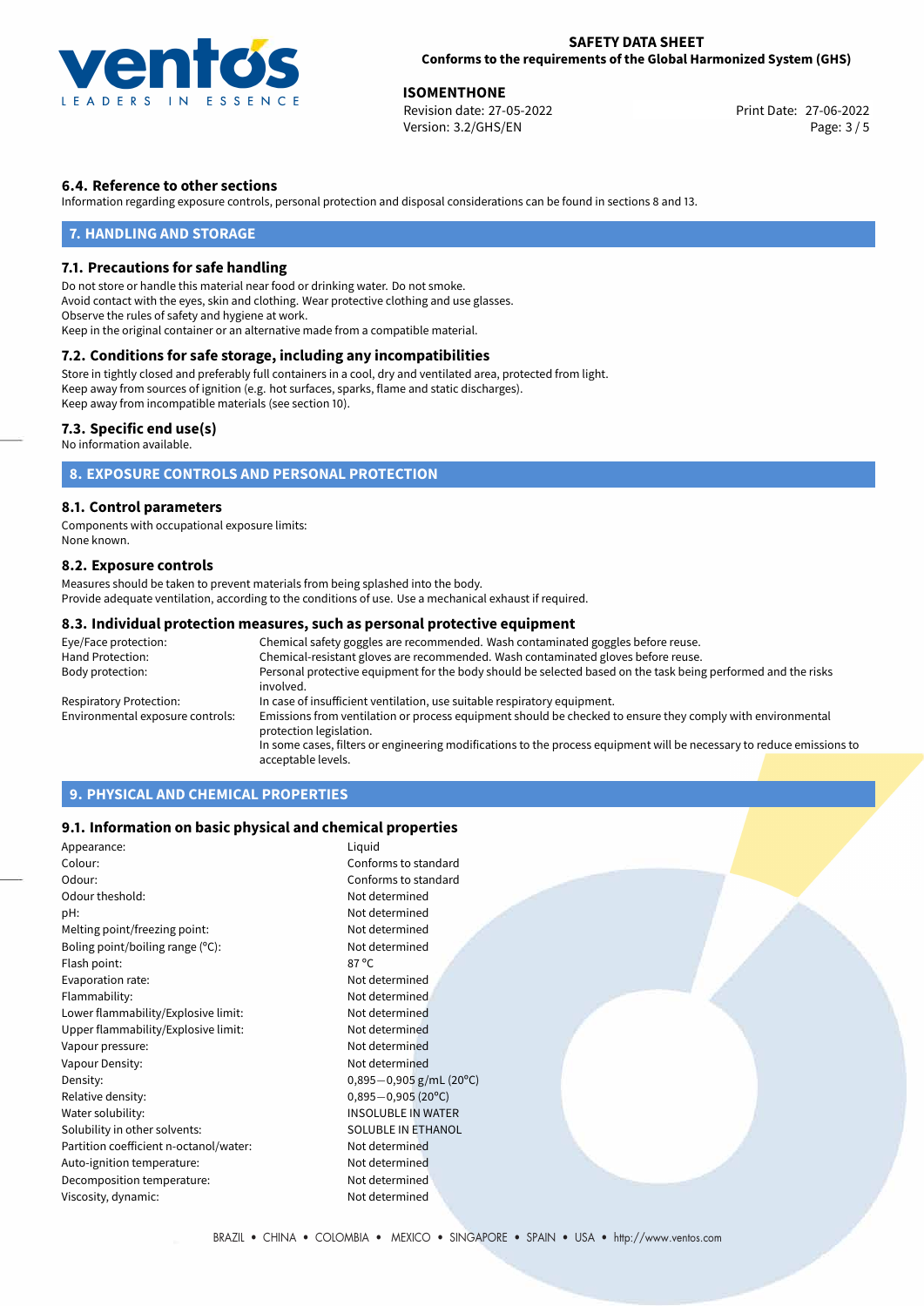### 6.4. Reference to other sections

Information regarding exposure controls, personal protection and disposal considerations can be found in sections 8 and 13.

## 7. HANDLING AND STORAGE

### 7.1. Precautions for safe handling

Do not store or handle this material near food or drinking water. Do not smoke.
Avoid contact with the eyes, skin and clothing. Wear protective clothing and use glasses.
Observe the rules of safety and hygiene at work.
Keep in the original container or an alternative made from a compatible material.

### 7.2. Conditions for safe storage, including any incompatibilities

Store in tightly closed and preferably full containers in a cool, dry and ventilated area, protected from light.
Keep away from sources of ignition (e.g. hot surfaces, sparks, flame and static discharges).
Keep away from incompatible materials (see section 10).

### 7.3. Specific end use(s)

No information available.

## 8. EXPOSURE CONTROLS AND PERSONAL PROTECTION

### 8.1. Control parameters

Components with occupational exposure limits:
None known.

### 8.2. Exposure controls

Measures should be taken to prevent materials from being splashed into the body.
Provide adequate ventilation, according to the conditions of use. Use a mechanical exhaust if required.

### 8.3. Individual protection measures, such as personal protective equipment

| | |
|---|---|
| Eye/Face protection: | Chemical safety goggles are recommended. Wash contaminated goggles before reuse. |
| Hand Protection: | Chemical-resistant gloves are recommended. Wash contaminated gloves before reuse. |
| Body protection: | Personal protective equipment for the body should be selected based on the task being performed and the risks involved. |
| Respiratory Protection: | In case of insufficient ventilation, use suitable respiratory equipment. |
| Environmental exposure controls: | Emissions from ventilation or process equipment should be checked to ensure they comply with environmental protection legislation. In some cases, filters or engineering modifications to the process equipment will be necessary to reduce emissions to acceptable levels. |

## 9. PHYSICAL AND CHEMICAL PROPERTIES

### 9.1. Information on basic physical and chemical properties

| | |
|---|---|
| Appearance: | Liquid |
| Colour: | Conforms to standard |
| Odour: | Conforms to standard |
| Odour theshold: | Not determined |
| pH: | Not determined |
| Melting point/freezing point: | Not determined |
| Boling point/boiling range (°C): | Not determined |
| Flash point: | 87 °C |
| Evaporation rate: | Not determined |
| Flammability: | Not determined |
| Lower flammability/Explosive limit: | Not determined |
| Upper flammability/Explosive limit: | Not determined |
| Vapour pressure: | Not determined |
| Vapour Density: | Not determined |
| Density: | 0,895−0,905 g/mL (20°C) |
| Relative density: | 0,895−0,905 (20°C) |
| Water solubility: | INSOLUBLE IN WATER |
| Solubility in other solvents: | SOLUBLE IN ETHANOL |
| Partition coefficient n-octanol/water: | Not determined |
| Auto-ignition temperature: | Not determined |
| Decomposition temperature: | Not determined |
| Viscosity, dynamic: | Not determined |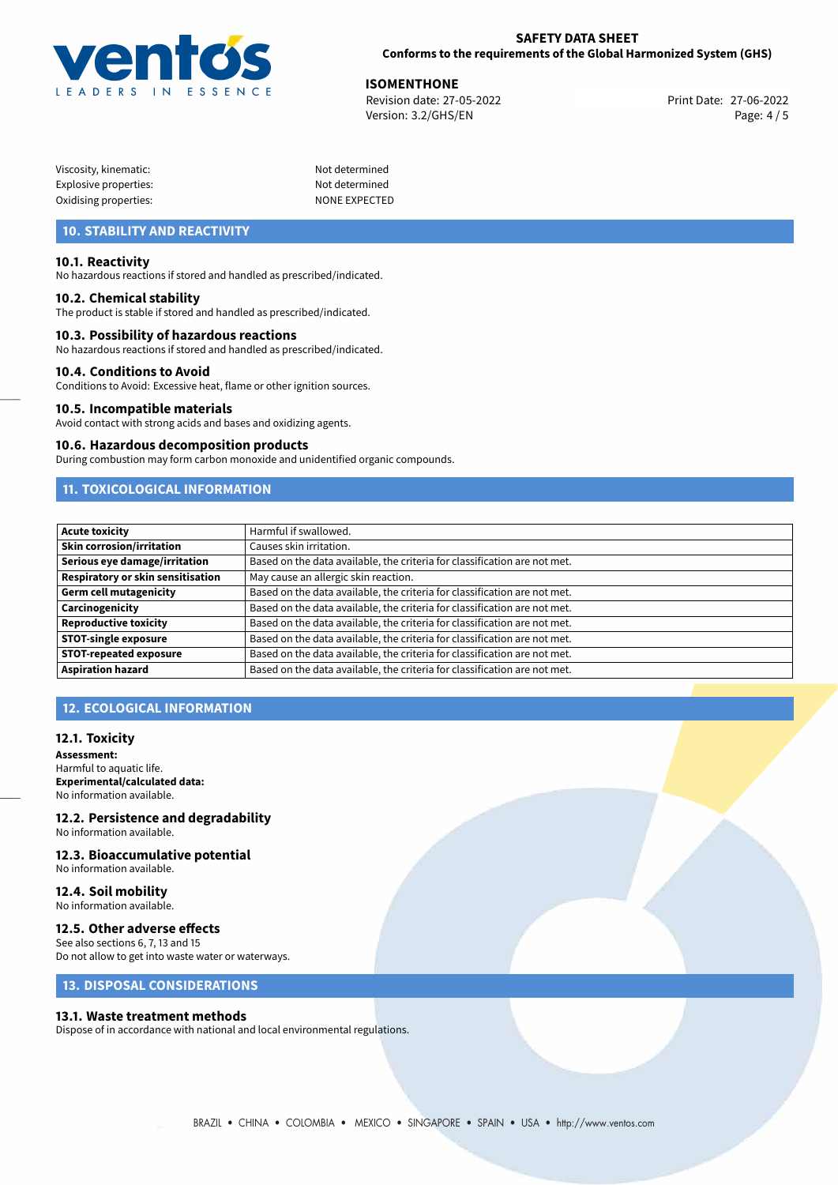| | |
|---|---|
| Viscosity, kinematic: | Not determined |
| Explosive properties: | Not determined |
| Oxidising properties: | NONE EXPECTED |

## 10. STABILITY AND REACTIVITY

### 10.1. Reactivity
No hazardous reactions if stored and handled as prescribed/indicated.

### 10.2. Chemical stability
The product is stable if stored and handled as prescribed/indicated.

### 10.3. Possibility of hazardous reactions
No hazardous reactions if stored and handled as prescribed/indicated.

### 10.4. Conditions to Avoid
Conditions to Avoid: Excessive heat, flame or other ignition sources.

### 10.5. Incompatible materials
Avoid contact with strong acids and bases and oxidizing agents.

### 10.6. Hazardous decomposition products
During combustion may form carbon monoxide and unidentified organic compounds.

## 11. TOXICOLOGICAL INFORMATION

| | |
|---|---|
| **Acute toxicity** | Harmful if swallowed. |
| **Skin corrosion/irritation** | Causes skin irritation. |
| **Serious eye damage/irritation** | Based on the data available, the criteria for classification are not met. |
| **Respiratory or skin sensitisation** | May cause an allergic skin reaction. |
| **Germ cell mutagenicity** | Based on the data available, the criteria for classification are not met. |
| **Carcinogenicity** | Based on the data available, the criteria for classification are not met. |
| **Reproductive toxicity** | Based on the data available, the criteria for classification are not met. |
| **STOT-single exposure** | Based on the data available, the criteria for classification are not met. |
| **STOT-repeated exposure** | Based on the data available, the criteria for classification are not met. |
| **Aspiration hazard** | Based on the data available, the criteria for classification are not met. |

## 12. ECOLOGICAL INFORMATION

### 12.1. Toxicity
**Assessment:**
Harmful to aquatic life.
**Experimental/calculated data:**
No information available.

### 12.2. Persistence and degradability
No information available.

### 12.3. Bioaccumulative potential
No information available.

### 12.4. Soil mobility
No information available.

### 12.5. Other adverse effects
See also sections 6, 7, 13 and 15
Do not allow to get into waste water or waterways.

## 13. DISPOSAL CONSIDERATIONS

### 13.1. Waste treatment methods
Dispose of in accordance with national and local environmental regulations.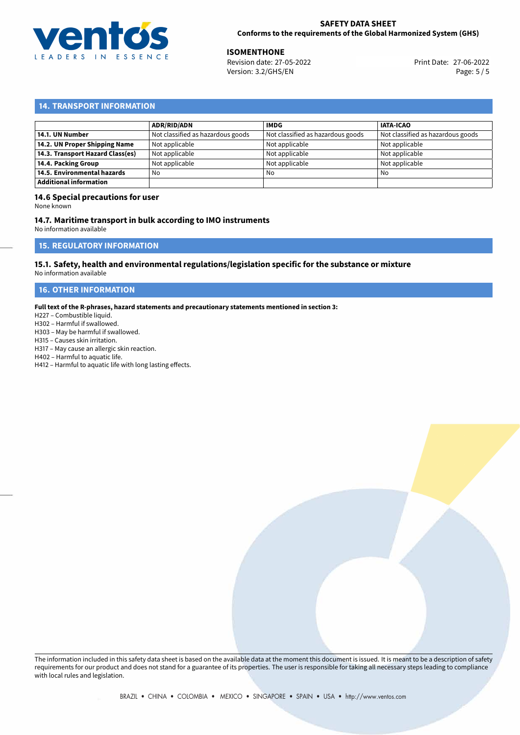## 14. TRANSPORT INFORMATION

| | ADR/RID/ADN | IMDG | IATA-ICAO |
|---|---|---|---|
| **14.1. UN Number** | Not classified as hazardous goods | Not classified as hazardous goods | Not classified as hazardous goods |
| **14.2. UN Proper Shipping Name** | Not applicable | Not applicable | Not applicable |
| **14.3. Transport Hazard Class(es)** | Not applicable | Not applicable | Not applicable |
| **14.4. Packing Group** | Not applicable | Not applicable | Not applicable |
| **14.5. Environmental hazards** | No | No | No |
| **Additional information** | | | |

### 14.6 Special precautions for user

None known

### 14.7. Maritime transport in bulk according to IMO instruments

No information available

## 15. REGULATORY INFORMATION

### 15.1. Safety, health and environmental regulations/legislation specific for the substance or mixture

No information available

## 16. OTHER INFORMATION

**Full text of the R-phrases, hazard statements and precautionary statements mentioned in section 3:**

H227 – Combustible liquid.
H302 – Harmful if swallowed.
H303 – May be harmful if swallowed.
H315 – Causes skin irritation.
H317 – May cause an allergic skin reaction.
H402 – Harmful to aquatic life.
H412 – Harmful to aquatic life with long lasting effects.

The information included in this safety data sheet is based on the available data at the moment this document is issued. It is meant to be a description of safety requirements for our product and does not stand for a guarantee of its properties. The user is responsible for taking all necessary steps leading to compliance with local rules and legislation.